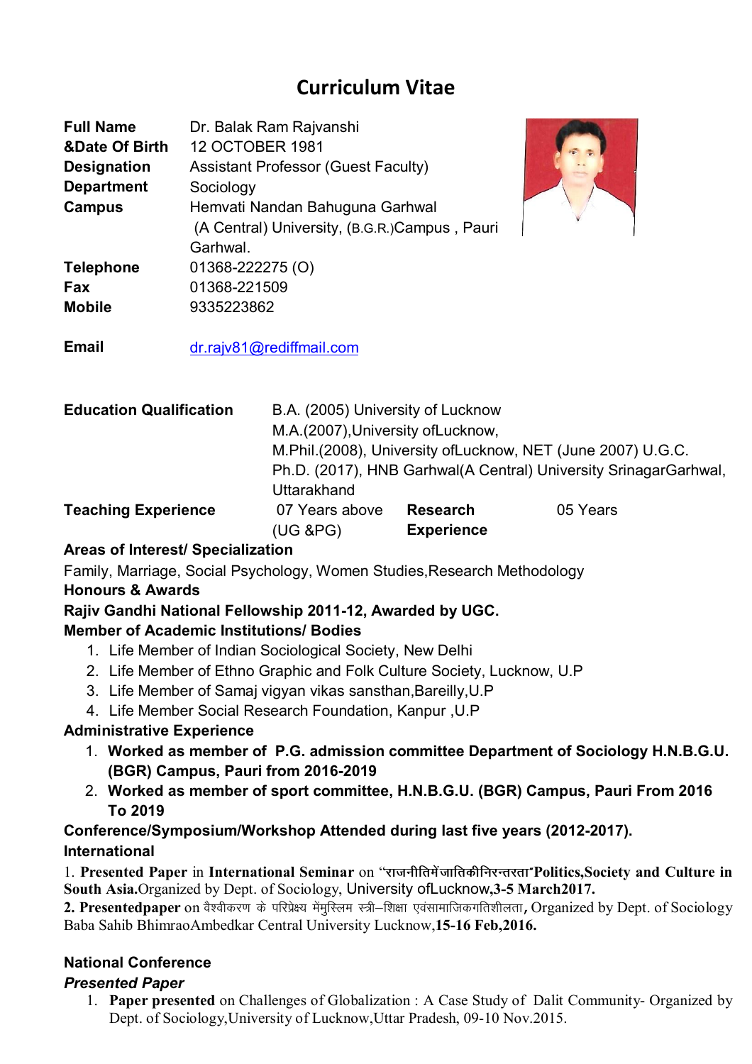# Curriculum Vitae

| | |
|---|---|
| **Full Name** | Dr. Balak Ram Rajvanshi |
| **&Date Of Birth** | 12 OCTOBER 1981 |
| **Designation** | Assistant Professor (Guest Faculty) |
| **Department** | Sociology |
| **Campus** | Hemvati Nandan Bahuguna Garhwal (A Central) University, (B.G.R.)Campus , Pauri Garhwal. |
| **Telephone** | 01368-222275 (O) |
| **Fax** | 01368-221509 |
| **Mobile** | 9335223862 |
| **Email** | dr.rajv81@rediffmail.com |

| | | | |
|---|---|---|---|
| **Education Qualification** | B.A. (2005) University of Lucknow<br>M.A.(2007),University ofLucknow,<br>M.Phil.(2008), University ofLucknow, NET (June 2007) U.G.C.<br>Ph.D. (2017), HNB Garhwal(A Central) University SrinagarGarhwal, Uttarakhand | | |
| **Teaching Experience** | 07 Years above (UG &PG) | **Research Experience** | 05 Years |

**Areas of Interest/ Specialization**

Family, Marriage, Social Psychology, Women Studies,Research Methodology

**Honours & Awards**

**Rajiv Gandhi National Fellowship 2011-12, Awarded by UGC.**

**Member of Academic Institutions/ Bodies**

1. Life Member of Indian Sociological Society, New Delhi
2. Life Member of Ethno Graphic and Folk Culture Society, Lucknow, U.P
3. Life Member of Samaj vigyan vikas sansthan,Bareilly,U.P
4. Life Member Social Research Foundation, Kanpur ,U.P

**Administrative Experience**

1. **Worked as member of P.G. admission committee Department of Sociology H.N.B.G.U. (BGR) Campus, Pauri from 2016-2019**
2. **Worked as member of sport committee, H.N.B.G.U. (BGR) Campus, Pauri From 2016 To 2019**

**Conference/Symposium/Workshop Attended during last five years (2012-2017).**

**International**

1. **Presented Paper** in **International Seminar** on "राजनीतिमेंजातिकीनिरन्तरता"**Politics,Society and Culture in South Asia.**Organized by Dept. of Sociology, University ofLucknow,**3-5 March2017.**

**2. Presentedpaper** on वैश्वीकरण के परिप्रेक्ष्य मेंमुस्लिम स्त्री–शिक्षा एवंसामाजिकगतिशीलता, Organized by Dept. of Sociology Baba Sahib BhimraoAmbedkar Central University Lucknow,**15-16 Feb,2016.**

**National Conference**

***Presented Paper***

1. **Paper presented** on Challenges of Globalization : A Case Study of Dalit Community- Organized by Dept. of Sociology,University of Lucknow,Uttar Pradesh, 09-10 Nov.2015.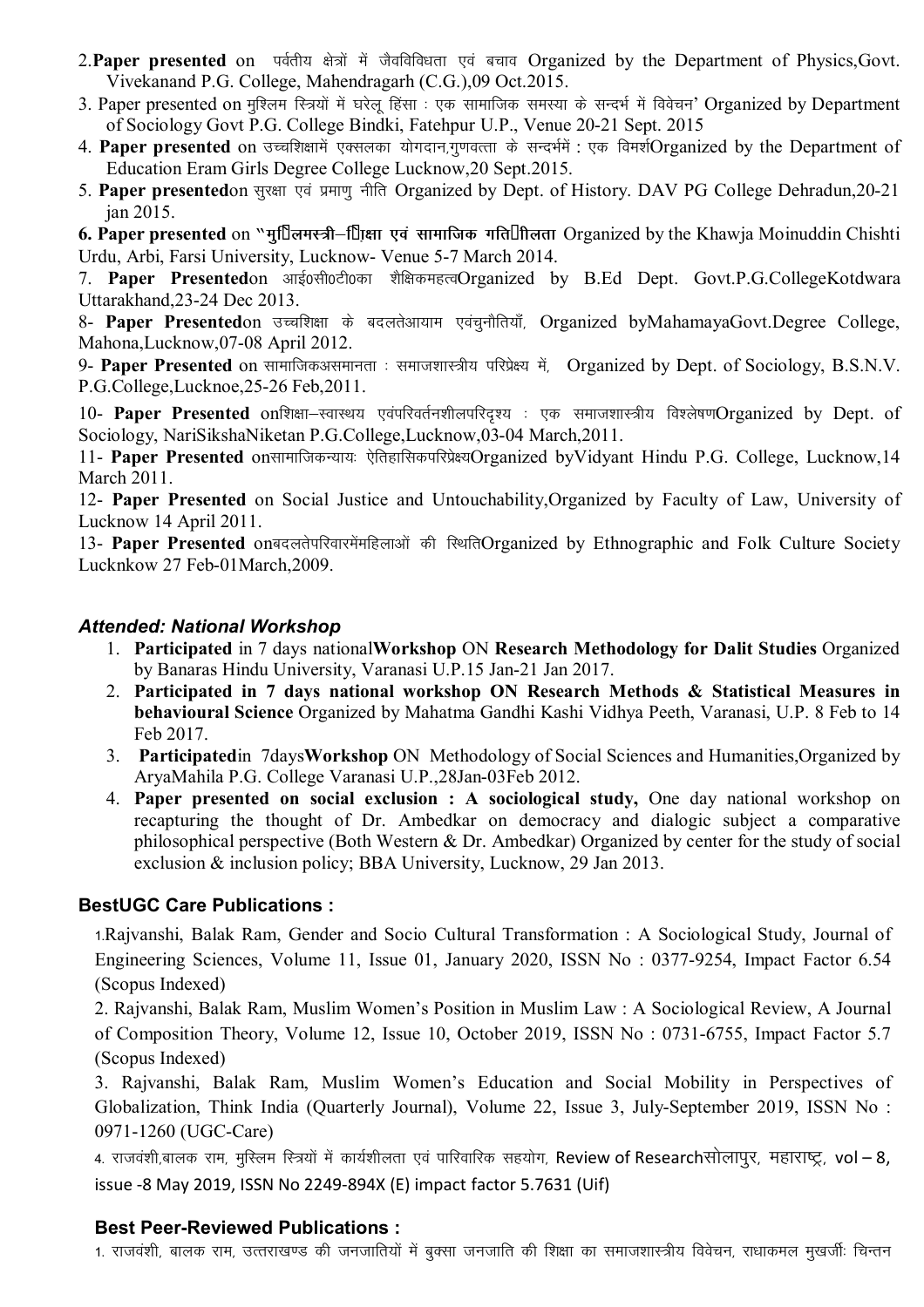2.**Paper presented** on पर्वतीय क्षेत्रों में जैवविविधता एवं बचाव Organized by the Department of Physics,Govt. Vivekanand P.G. College, Mahendragarh (C.G.),09 Oct.2015.

3. Paper presented on मुस्लिम स्त्रियों में घरेलू हिंसा : एक सामाजिक समस्या के सन्दर्भ में विवेचन' Organized by Department of Sociology Govt P.G. College Bindki, Fatehpur U.P., Venue 20-21 Sept. 2015

4. **Paper presented** on उच्चशिक्षामें एक्सलका योगदान,गुणवत्ता के सन्दर्भमें : एक विमर्शOrganized by the Department of Education Eram Girls Degree College Lucknow,20 Sept.2015.

5. **Paper presented**on सुरक्षा एवं प्रमाणु नीति Organized by Dept. of History. DAV PG College Dehradun,20-21 jan 2015.

**6. Paper presented** on "**मुस्लिमस्त्री–शिक्षा एवं सामाजिक गतिशीलता** Organized by the Khawja Moinuddin Chishti Urdu, Arbi, Farsi University, Lucknow- Venue 5-7 March 2014.

7. **Paper Presented**on आई0सी0टी0का शैक्षिकमहत्वOrganized by B.Ed Dept. Govt.P.G.CollegeKotdwara Uttarakhand,23-24 Dec 2013.

8- **Paper Presented**on उच्चशिक्षा के बदलतेआयाम एवंचुनौतियाँ, Organized byMahamayaGovt.Degree College, Mahona,Lucknow,07-08 April 2012.

9- **Paper Presented** on सामाजिकअसमानता : समाजशास्त्रीय परिप्रेक्ष्य में, Organized by Dept. of Sociology, B.S.N.V. P.G.College,Lucknoe,25-26 Feb,2011.

10- **Paper Presented** onशिक्षा–स्वास्थय एवंपरिवर्तनशीलपरिदृश्य : एक समाजशास्त्रीय विश्लेषणOrganized by Dept. of Sociology, NariSikshaNiketan P.G.College,Lucknow,03-04 March,2011.

11- **Paper Presented** onसामाजिकन्यायः ऐतिहासिकपरिप्रेक्ष्यOrganized byVidyant Hindu P.G. College, Lucknow,14 March 2011.

12- **Paper Presented** on Social Justice and Untouchability,Organized by Faculty of Law, University of Lucknow 14 April 2011.

13- **Paper Presented** onबदलतेपरिवारमेंमहिलाओं की स्थितिOrganized by Ethnographic and Folk Culture Society Lucknkow 27 Feb-01March,2009.

### *Attended: National Workshop*

1. **Participated** in 7 days national**Workshop** ON **Research Methodology for Dalit Studies** Organized by Banaras Hindu University, Varanasi U.P.15 Jan-21 Jan 2017.
2. **Participated in 7 days national workshop ON Research Methods & Statistical Measures in behavioural Science** Organized by Mahatma Gandhi Kashi Vidhya Peeth, Varanasi, U.P. 8 Feb to 14 Feb 2017.
3. **Participated**in 7days**Workshop** ON Methodology of Social Sciences and Humanities,Organized by AryaMahila P.G. College Varanasi U.P.,28Jan-03Feb 2012.
4. **Paper presented on social exclusion : A sociological study,** One day national workshop on recapturing the thought of Dr. Ambedkar on democracy and dialogic subject a comparative philosophical perspective (Both Western & Dr. Ambedkar) Organized by center for the study of social exclusion & inclusion policy; BBA University, Lucknow, 29 Jan 2013.

### BestUGC Care Publications :

1.Rajvanshi, Balak Ram, Gender and Socio Cultural Transformation : A Sociological Study, Journal of Engineering Sciences, Volume 11, Issue 01, January 2020, ISSN No : 0377-9254, Impact Factor 6.54 (Scopus Indexed)

2. Rajvanshi, Balak Ram, Muslim Women's Position in Muslim Law : A Sociological Review, A Journal of Composition Theory, Volume 12, Issue 10, October 2019, ISSN No : 0731-6755, Impact Factor 5.7 (Scopus Indexed)

3. Rajvanshi, Balak Ram, Muslim Women's Education and Social Mobility in Perspectives of Globalization, Think India (Quarterly Journal), Volume 22, Issue 3, July-September 2019, ISSN No : 0971-1260 (UGC-Care)

4. राजवंशी,बालक राम, मुस्लिम स्त्रियों में कार्यशीलता एवं पारिवारिक सहयोग, Review of Researchसोलापुर, महाराष्ट्र, vol – 8, issue -8 May 2019, ISSN No 2249-894X (E) impact factor 5.7631 (Uif)

### Best Peer-Reviewed Publications :

1. राजवंशी, बालक राम, उत्तराखण्ड की जनजातियों में बुक्सा जनजाति की शिक्षा का समाजशास्त्रीय विवेचन, राधाकमल मुखर्जीः चिन्तन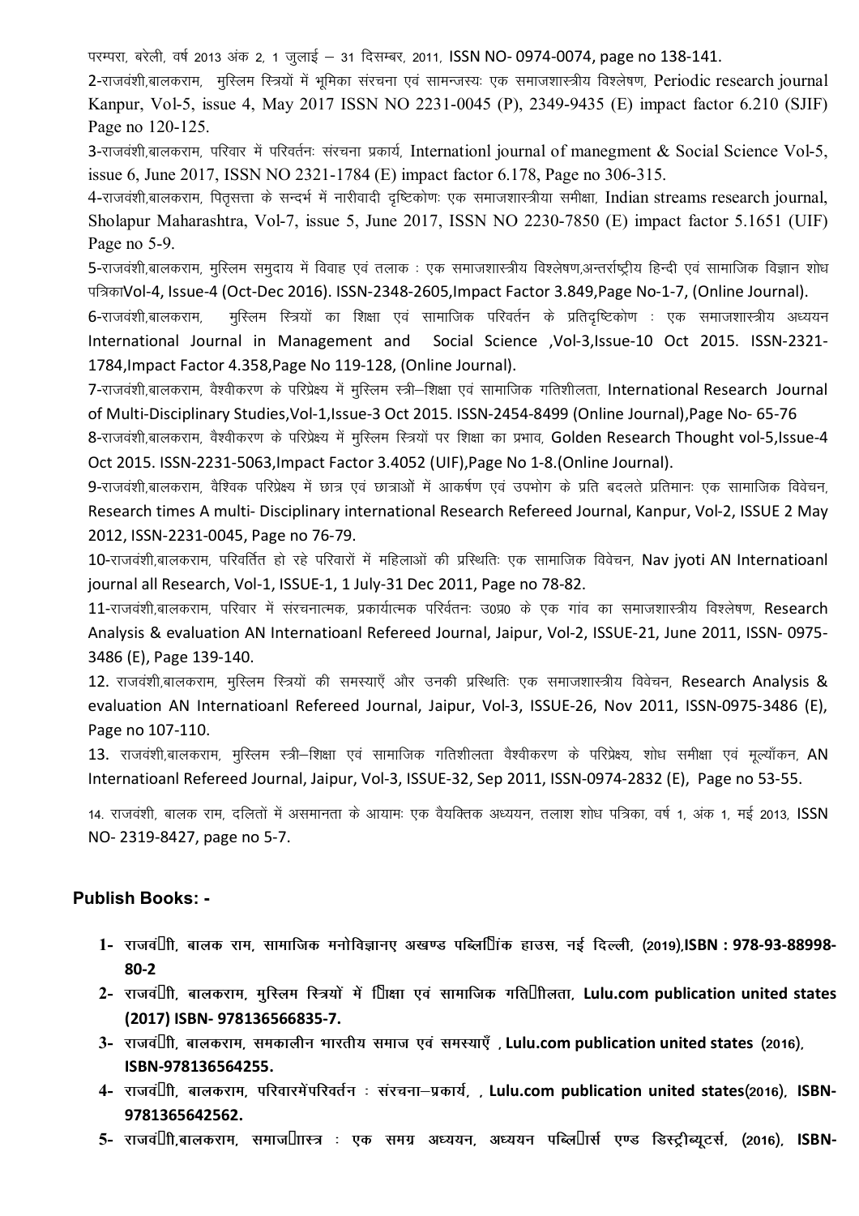परम्परा, बरेली, वर्ष 2013 अंक 2, 1 जुलाई – 31 दिसम्बर, 2011, ISSN NO- 0974-0074, page no 138-141.

2-राजवंशी,बालकराम, मुस्लिम स्त्रियों में भूमिका संरचना एवं सामन्जस्यः एक समाजशास्त्रीय विश्लेषण, Periodic research journal Kanpur, Vol-5, issue 4, May 2017 ISSN NO 2231-0045 (P), 2349-9435 (E) impact factor 6.210 (SJIF) Page no 120-125.

3-राजवंशी,बालकराम, परिवार में परिवर्तनः संरचना प्रकार्य, Internationl journal of manegment & Social Science Vol-5, issue 6, June 2017, ISSN NO 2321-1784 (E) impact factor 6.178, Page no 306-315.

4-राजवंशी,बालकराम, पितृसत्ता के सन्दर्भ में नारीवादी दृष्टिकोणः एक समाजशास्त्रीया समीक्षा, Indian streams research journal, Sholapur Maharashtra, Vol-7, issue 5, June 2017, ISSN NO 2230-7850 (E) impact factor 5.1651 (UIF) Page no 5-9.

5-राजवंशी,बालकराम, मुस्लिम समुदाय में विवाह एवं तलाक : एक समाजशास्त्रीय विश्लेषण,अन्तर्राष्ट्रीय हिन्दी एवं सामाजिक विज्ञान शोध पत्रिकाVol-4, Issue-4 (Oct-Dec 2016). ISSN-2348-2605,Impact Factor 3.849,Page No-1-7, (Online Journal).

6-राजवंशी,बालकराम, मुस्लिम स्त्रियों का शिक्षा एवं सामाजिक परिवर्तन के प्रतिदृष्टिकोण : एक समाजशास्त्रीय अध्ययन International Journal in Management and Social Science ,Vol-3,Issue-10 Oct 2015. ISSN-2321-1784,Impact Factor 4.358,Page No 119-128, (Online Journal).

7-राजवंशी,बालकराम, वैश्वीकरण के परिप्रेक्ष्य में मुस्लिम स्त्री–शिक्षा एवं सामाजिक गतिशीलता, International Research Journal of Multi-Disciplinary Studies,Vol-1,Issue-3 Oct 2015. ISSN-2454-8499 (Online Journal),Page No- 65-76

8-राजवंशी,बालकराम, वैश्वीकरण के परिप्रेक्ष्य में मुस्लिम स्त्रियों पर शिक्षा का प्रभाव, Golden Research Thought vol-5,Issue-4 Oct 2015. ISSN-2231-5063,Impact Factor 3.4052 (UIF),Page No 1-8.(Online Journal).

9-राजवंशी,बालकराम, वैश्विक परिप्रेक्ष्य में छात्र एवं छात्राओं में आकर्षण एवं उपभोग के प्रति बदलते प्रतिमानः एक सामाजिक विवेचन, Research times A multi- Disciplinary international Research Refereed Journal, Kanpur, Vol-2, ISSUE 2 May 2012, ISSN-2231-0045, Page no 76-79.

10-राजवंशी,बालकराम, परिवर्तित हो रहे परिवारों में महिलाओं की प्रस्थितिः एक सामाजिक विवेचन, Nav jyoti AN Internatioanl journal all Research, Vol-1, ISSUE-1, 1 July-31 Dec 2011, Page no 78-82.

11-राजवंशी,बालकराम, परिवार में संरचनात्मक, प्रकार्यात्मक परिर्वतनः उ0प्र0 के एक गांव का समाजशास्त्रीय विश्लेषण, Research Analysis & evaluation AN Internatioanl Refereed Journal, Jaipur, Vol-2, ISSUE-21, June 2011, ISSN- 0975-3486 (E), Page 139-140.

12. राजवंशी,बालकराम, मुस्लिम स्त्रियों की समस्याएँ और उनकी प्रस्थितिः एक समाजशास्त्रीय विवेचन, Research Analysis & evaluation AN Internatioanl Refereed Journal, Jaipur, Vol-3, ISSUE-26, Nov 2011, ISSN-0975-3486 (E), Page no 107-110.

13. राजवंशी,बालकराम, मुस्लिम स्त्री–शिक्षा एवं सामाजिक गतिशीलता वैश्वीकरण के परिप्रेक्ष्य, शोध समीक्षा एवं मूल्याँकन, AN Internatioanl Refereed Journal, Jaipur, Vol-3, ISSUE-32, Sep 2011, ISSN-0974-2832 (E), Page no 53-55.

14. राजवंशी, बालक राम, दलितों में असमानता के आयामः एक वैयक्तिक अध्ययन, तलाश शोध पत्रिका, वर्ष 1, अंक 1, मई 2013, ISSN NO- 2319-8427, page no 5-7.

## Publish Books: -

1. **राजवंशी, बालक राम, सामाजिक मनोविज्ञानए अखण्ड पब्लिशिंग हाउस, नई दिल्ली, (2019),ISBN : 978-93-88998-80-2**
2. **राजवंशी, बालकराम, मुस्लिम स्त्रियों में शिक्षा एवं सामाजिक गतिशीलता, Lulu.com publication united states (2017) ISBN- 978136566835-7.**
3. **राजवंशी, बालकराम, समकालीन भारतीय समाज एवं समस्याएँ , Lulu.com publication united states (2016), ISBN-978136564255.**
4. **राजवंशी, बालकराम, परिवारमेंपरिवर्तन : संरचना–प्रकार्य, , Lulu.com publication united states(2016), ISBN-9781365642562.**
5. **राजवंशी,बालकराम, समाजशास्त्र : एक समग्र अध्ययन, अध्ययन पब्लिशर्स एण्ड डिस्ट्रीब्यूटर्स, (2016), ISBN-**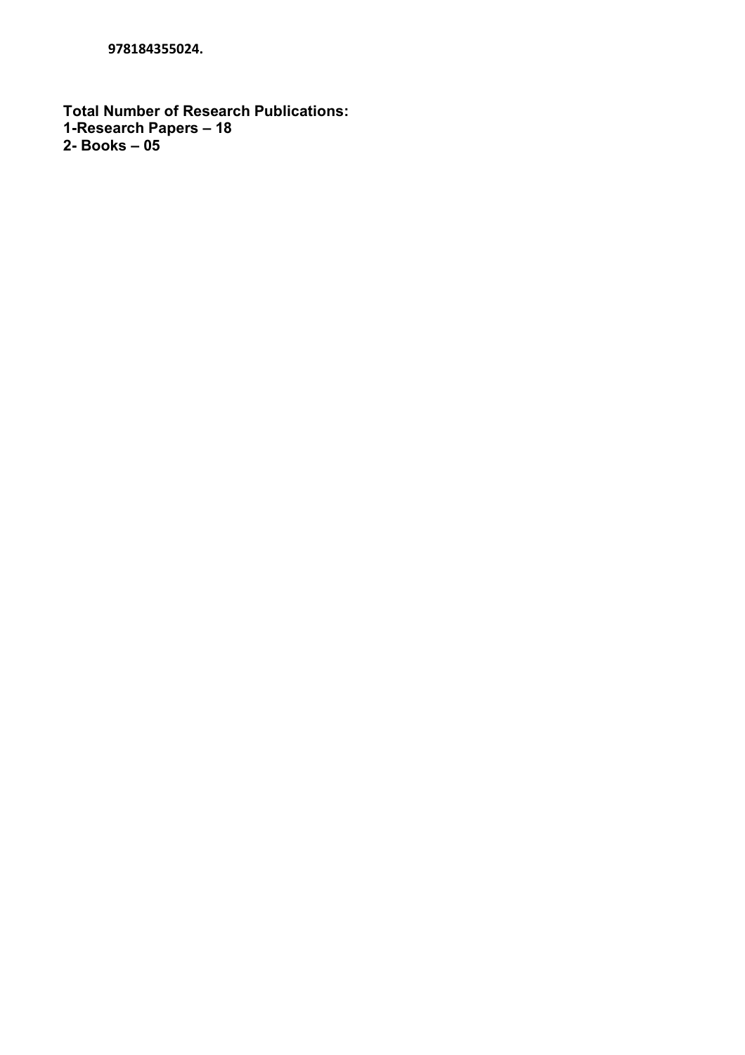978184355024.

**Total Number of Research Publications:**
**1-Research Papers – 18**
**2- Books – 05**